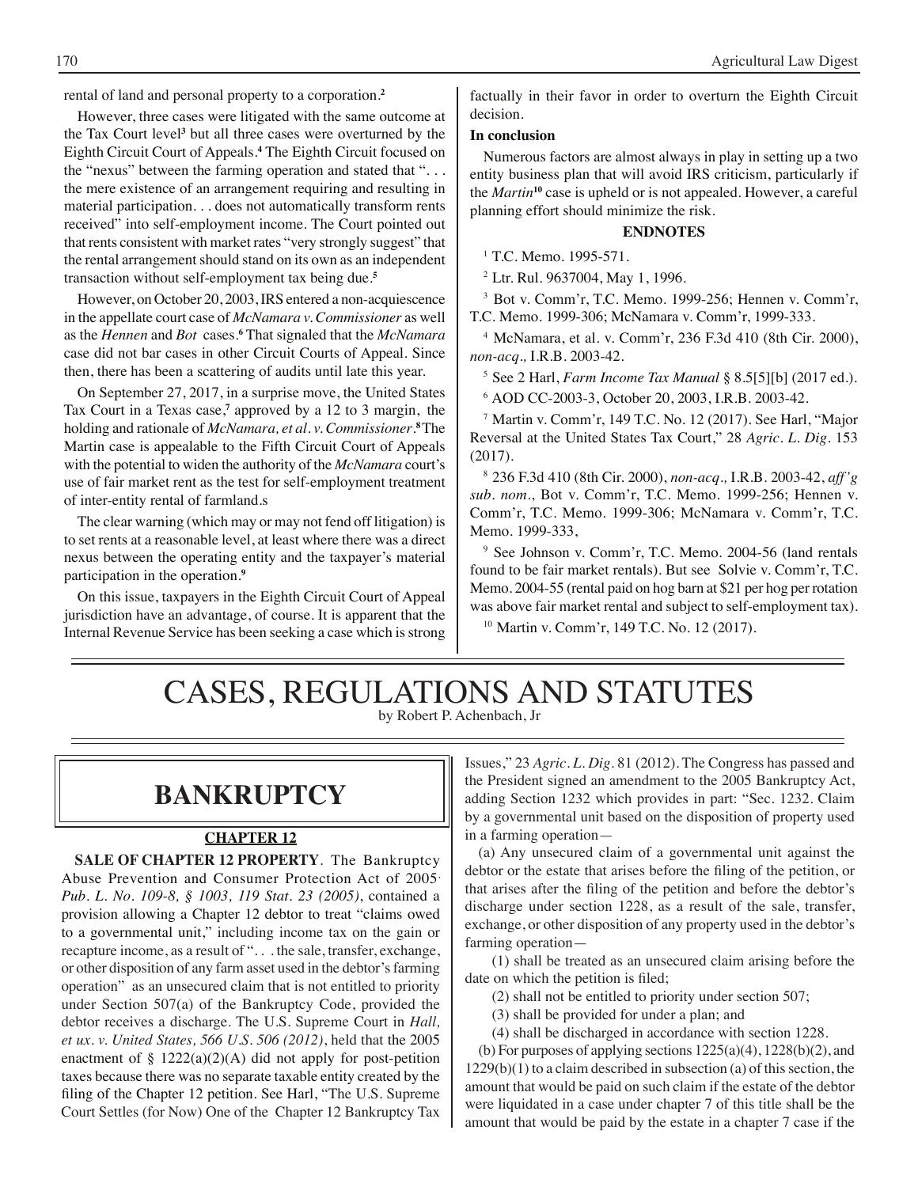rental of land and personal property to a corporation.[2]

However, three cases were litigated with the same outcome at the Tax Court level[3] but all three cases were overturned by the Eighth Circuit Court of Appeals.[4] The Eighth Circuit focused on the "nexus" between the farming operation and stated that ". . . the mere existence of an arrangement requiring and resulting in material participation. . . does not automatically transform rents received" into self-employment income. The Court pointed out that rents consistent with market rates "very strongly suggest" that the rental arrangement should stand on its own as an independent transaction without self-employment tax being due.[5]

However, on October 20, 2003, IRS entered a non-acquiescence in the appellate court case of *McNamara v. Commissioner* as well as the *Hennen* and *Bot* cases.[6] That signaled that the *McNamara* case did not bar cases in other Circuit Courts of Appeal. Since then, there has been a scattering of audits until late this year.

On September 27, 2017, in a surprise move, the United States Tax Court in a Texas case,[7] approved by a 12 to 3 margin, the holding and rationale of *McNamara, et al. v. Commissioner*.[8] The Martin case is appealable to the Fifth Circuit Court of Appeals with the potential to widen the authority of the *McNamara* court's use of fair market rent as the test for self-employment treatment of inter-entity rental of farmland.s

The clear warning (which may or may not fend off litigation) is to set rents at a reasonable level, at least where there was a direct nexus between the operating entity and the taxpayer's material participation in the operation.[9]

On this issue, taxpayers in the Eighth Circuit Court of Appeal jurisdiction have an advantage, of course. It is apparent that the Internal Revenue Service has been seeking a case which is strong factually in their favor in order to overturn the Eighth Circuit decision.

**In conclusion**

Numerous factors are almost always in play in setting up a two entity business plan that will avoid IRS criticism, particularly if the *Martin*[10] case is upheld or is not appealed. However, a careful planning effort should minimize the risk.

**ENDNOTES**

[1] T.C. Memo. 1995-571.

[2] Ltr. Rul. 9637004, May 1, 1996.

[3] Bot v. Comm'r, T.C. Memo. 1999-256; Hennen v. Comm'r, T.C. Memo. 1999-306; McNamara v. Comm'r, 1999-333.

[4] McNamara, et al. v. Comm'r, 236 F.3d 410 (8th Cir. 2000), *non-acq.,* I.R.B. 2003-42.

[5] See 2 Harl, *Farm Income Tax Manual* § 8.5[5][b] (2017 ed.).

[6] AOD CC-2003-3, October 20, 2003, I.R.B. 2003-42.

[7] Martin v. Comm'r, 149 T.C. No. 12 (2017). See Harl, "Major Reversal at the United States Tax Court," 28 *Agric. L. Dig.* 153 (2017).

[8] 236 F.3d 410 (8th Cir. 2000), *non-acq.,* I.R.B. 2003-42, *aff'g sub. nom.*, Bot v. Comm'r, T.C. Memo. 1999-256; Hennen v. Comm'r, T.C. Memo. 1999-306; McNamara v. Comm'r, T.C. Memo. 1999-333,

[9] See Johnson v. Comm'r, T.C. Memo. 2004-56 (land rentals found to be fair market rentals). But see Solvie v. Comm'r, T.C. Memo. 2004-55 (rental paid on hog barn at $21 per hog per rotation was above fair market rental and subject to self-employment tax).

[10] Martin v. Comm'r, 149 T.C. No. 12 (2017).

# CASES, REGULATIONS AND STATUTES

by Robert P. Achenbach, Jr

## BANKRUPTCY

### CHAPTER 12

**SALE OF CHAPTER 12 PROPERTY**. The Bankruptcy Abuse Prevention and Consumer Protection Act of 2005· *Pub. L. No. 109-8, § 1003, 119 Stat. 23 (2005)*, contained a provision allowing a Chapter 12 debtor to treat "claims owed to a governmental unit," including income tax on the gain or recapture income, as a result of ". . . the sale, transfer, exchange, or other disposition of any farm asset used in the debtor's farming operation" as an unsecured claim that is not entitled to priority under Section 507(a) of the Bankruptcy Code, provided the debtor receives a discharge. The U.S. Supreme Court in *Hall, et ux. v. United States, 566 U.S. 506 (2012)*, held that the 2005 enactment of § 1222(a)(2)(A) did not apply for post-petition taxes because there was no separate taxable entity created by the filing of the Chapter 12 petition. See Harl, "The U.S. Supreme Court Settles (for Now) One of the Chapter 12 Bankruptcy Tax Issues," 23 *Agric. L. Dig.* 81 (2012). The Congress has passed and the President signed an amendment to the 2005 Bankruptcy Act, adding Section 1232 which provides in part: "Sec. 1232. Claim by a governmental unit based on the disposition of property used in a farming operation—

(a) Any unsecured claim of a governmental unit against the debtor or the estate that arises before the filing of the petition, or that arises after the filing of the petition and before the debtor's discharge under section 1228, as a result of the sale, transfer, exchange, or other disposition of any property used in the debtor's farming operation—

(1) shall be treated as an unsecured claim arising before the date on which the petition is filed;

(2) shall not be entitled to priority under section 507;

(3) shall be provided for under a plan; and

(4) shall be discharged in accordance with section 1228.

(b) For purposes of applying sections 1225(a)(4), 1228(b)(2), and 1229(b)(1) to a claim described in subsection (a) of this section, the amount that would be paid on such claim if the estate of the debtor were liquidated in a case under chapter 7 of this title shall be the amount that would be paid by the estate in a chapter 7 case if the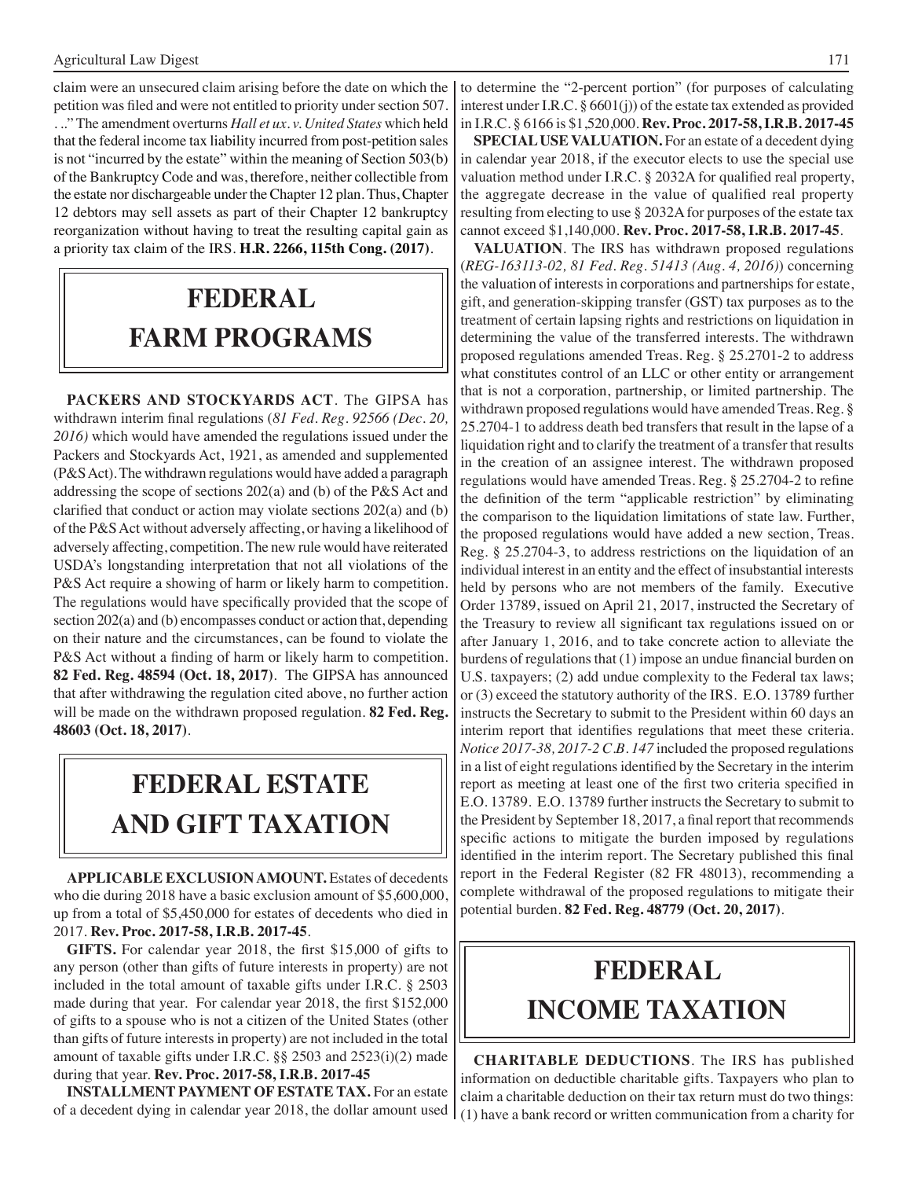claim were an unsecured claim arising before the date on which the petition was filed and were not entitled to priority under section 507. . ..” The amendment overturns *Hall et ux. v. United States* which held that the federal income tax liability incurred from post-petition sales is not “incurred by the estate” within the meaning of Section 503(b) of the Bankruptcy Code and was, therefore, neither collectible from the estate nor dischargeable under the Chapter 12 plan. Thus, Chapter 12 debtors may sell assets as part of their Chapter 12 bankruptcy reorganization without having to treat the resulting capital gain as a priority tax claim of the IRS. **H.R. 2266, 115th Cong. (2017)**.

# FEDERAL FARM PROGRAMS

**PACKERS AND STOCKYARDS ACT**. The GIPSA has withdrawn interim final regulations (*81 Fed. Reg. 92566 (Dec. 20, 2016)* which would have amended the regulations issued under the Packers and Stockyards Act, 1921, as amended and supplemented (P&S Act). The withdrawn regulations would have added a paragraph addressing the scope of sections 202(a) and (b) of the P&S Act and clarified that conduct or action may violate sections 202(a) and (b) of the P&S Act without adversely affecting, or having a likelihood of adversely affecting, competition. The new rule would have reiterated USDA's longstanding interpretation that not all violations of the P&S Act require a showing of harm or likely harm to competition. The regulations would have specifically provided that the scope of section 202(a) and (b) encompasses conduct or action that, depending on their nature and the circumstances, can be found to violate the P&S Act without a finding of harm or likely harm to competition. **82 Fed. Reg. 48594 (Oct. 18, 2017)**. The GIPSA has announced that after withdrawing the regulation cited above, no further action will be made on the withdrawn proposed regulation. **82 Fed. Reg. 48603 (Oct. 18, 2017)**.

# FEDERAL ESTATE AND GIFT TAXATION

**APPLICABLE EXCLUSION AMOUNT.** Estates of decedents who die during 2018 have a basic exclusion amount of $5,600,000, up from a total of $5,450,000 for estates of decedents who died in 2017. **Rev. Proc. 2017-58, I.R.B. 2017-45**.

**GIFTS.** For calendar year 2018, the first $15,000 of gifts to any person (other than gifts of future interests in property) are not included in the total amount of taxable gifts under I.R.C. § 2503 made during that year. For calendar year 2018, the first $152,000 of gifts to a spouse who is not a citizen of the United States (other than gifts of future interests in property) are not included in the total amount of taxable gifts under I.R.C. §§ 2503 and 2523(i)(2) made during that year. **Rev. Proc. 2017-58, I.R.B. 2017-45**

**INSTALLMENT PAYMENT OF ESTATE TAX.** For an estate of a decedent dying in calendar year 2018, the dollar amount used to determine the “2-percent portion” (for purposes of calculating interest under I.R.C. § 6601(j)) of the estate tax extended as provided in I.R.C. § 6166 is $1,520,000. **Rev. Proc. 2017-58, I.R.B. 2017-45**

**SPECIAL USE VALUATION.** For an estate of a decedent dying in calendar year 2018, if the executor elects to use the special use valuation method under I.R.C. § 2032A for qualified real property, the aggregate decrease in the value of qualified real property resulting from electing to use § 2032A for purposes of the estate tax cannot exceed $1,140,000. **Rev. Proc. 2017-58, I.R.B. 2017-45**.

**VALUATION**. The IRS has withdrawn proposed regulations (*REG-163113-02, 81 Fed. Reg. 51413 (Aug. 4, 2016)*) concerning the valuation of interests in corporations and partnerships for estate, gift, and generation-skipping transfer (GST) tax purposes as to the treatment of certain lapsing rights and restrictions on liquidation in determining the value of the transferred interests. The withdrawn proposed regulations amended Treas. Reg. § 25.2701-2 to address what constitutes control of an LLC or other entity or arrangement that is not a corporation, partnership, or limited partnership. The withdrawn proposed regulations would have amended Treas. Reg. § 25.2704-1 to address death bed transfers that result in the lapse of a liquidation right and to clarify the treatment of a transfer that results in the creation of an assignee interest. The withdrawn proposed regulations would have amended Treas. Reg. § 25.2704-2 to refine the definition of the term “applicable restriction” by eliminating the comparison to the liquidation limitations of state law. Further, the proposed regulations would have added a new section, Treas. Reg. § 25.2704-3, to address restrictions on the liquidation of an individual interest in an entity and the effect of insubstantial interests held by persons who are not members of the family. Executive Order 13789, issued on April 21, 2017, instructed the Secretary of the Treasury to review all significant tax regulations issued on or after January 1, 2016, and to take concrete action to alleviate the burdens of regulations that (1) impose an undue financial burden on U.S. taxpayers; (2) add undue complexity to the Federal tax laws; or (3) exceed the statutory authority of the IRS. E.O. 13789 further instructs the Secretary to submit to the President within 60 days an interim report that identifies regulations that meet these criteria. *Notice 2017-38, 2017-2 C.B. 147* included the proposed regulations in a list of eight regulations identified by the Secretary in the interim report as meeting at least one of the first two criteria specified in E.O. 13789. E.O. 13789 further instructs the Secretary to submit to the President by September 18, 2017, a final report that recommends specific actions to mitigate the burden imposed by regulations identified in the interim report. The Secretary published this final report in the Federal Register (82 FR 48013), recommending a complete withdrawal of the proposed regulations to mitigate their potential burden. **82 Fed. Reg. 48779 (Oct. 20, 2017)**.

# FEDERAL INCOME TAXATION

**CHARITABLE DEDUCTIONS**. The IRS has published information on deductible charitable gifts. Taxpayers who plan to claim a charitable deduction on their tax return must do two things: (1) have a bank record or written communication from a charity for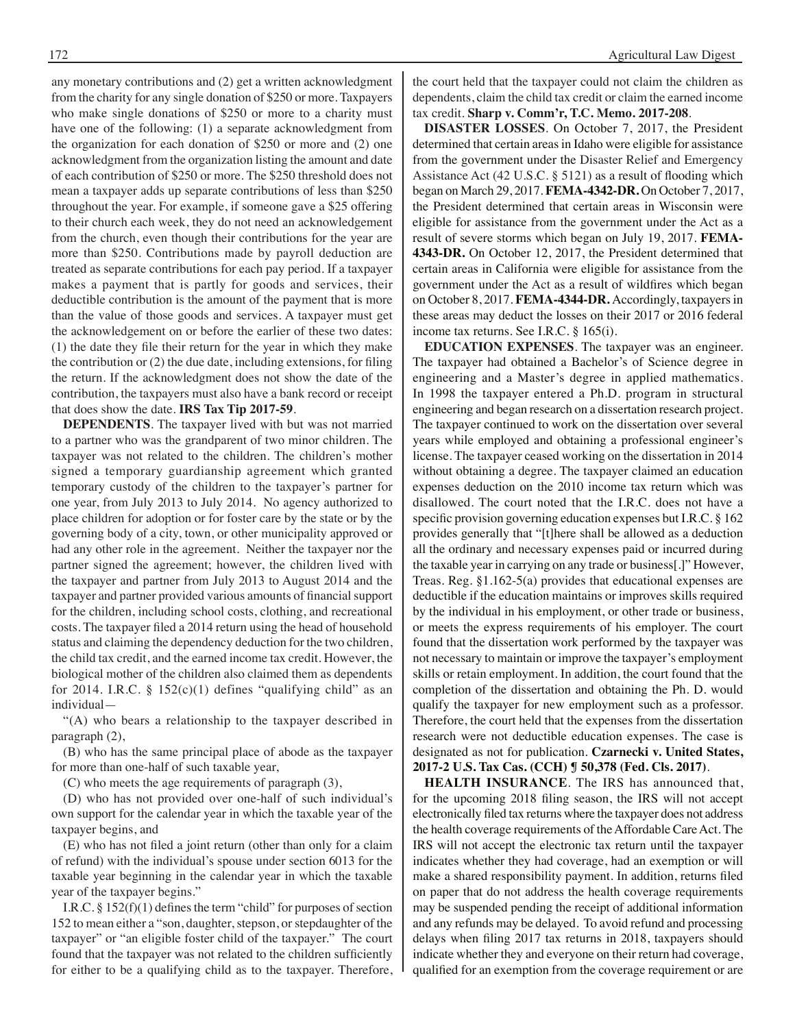any monetary contributions and (2) get a written acknowledgment from the charity for any single donation of $250 or more. Taxpayers who make single donations of $250 or more to a charity must have one of the following: (1) a separate acknowledgment from the organization for each donation of $250 or more and (2) one acknowledgment from the organization listing the amount and date of each contribution of $250 or more. The $250 threshold does not mean a taxpayer adds up separate contributions of less than $250 throughout the year. For example, if someone gave a $25 offering to their church each week, they do not need an acknowledgement from the church, even though their contributions for the year are more than $250. Contributions made by payroll deduction are treated as separate contributions for each pay period. If a taxpayer makes a payment that is partly for goods and services, their deductible contribution is the amount of the payment that is more than the value of those goods and services. A taxpayer must get the acknowledgement on or before the earlier of these two dates: (1) the date they file their return for the year in which they make the contribution or (2) the due date, including extensions, for filing the return. If the acknowledgment does not show the date of the contribution, the taxpayers must also have a bank record or receipt that does show the date. **IRS Tax Tip 2017-59**.

**DEPENDENTS**. The taxpayer lived with but was not married to a partner who was the grandparent of two minor children. The taxpayer was not related to the children. The children's mother signed a temporary guardianship agreement which granted temporary custody of the children to the taxpayer's partner for one year, from July 2013 to July 2014. No agency authorized to place children for adoption or for foster care by the state or by the governing body of a city, town, or other municipality approved or had any other role in the agreement. Neither the taxpayer nor the partner signed the agreement; however, the children lived with the taxpayer and partner from July 2013 to August 2014 and the taxpayer and partner provided various amounts of financial support for the children, including school costs, clothing, and recreational costs. The taxpayer filed a 2014 return using the head of household status and claiming the dependency deduction for the two children, the child tax credit, and the earned income tax credit. However, the biological mother of the children also claimed them as dependents for 2014. I.R.C. § 152(c)(1) defines "qualifying child" as an individual—

"(A) who bears a relationship to the taxpayer described in paragraph (2),

(B) who has the same principal place of abode as the taxpayer for more than one-half of such taxable year,

(C) who meets the age requirements of paragraph (3),

(D) who has not provided over one-half of such individual's own support for the calendar year in which the taxable year of the taxpayer begins, and

(E) who has not filed a joint return (other than only for a claim of refund) with the individual's spouse under section 6013 for the taxable year beginning in the calendar year in which the taxable year of the taxpayer begins."

I.R.C. § 152(f)(1) defines the term "child" for purposes of section 152 to mean either a "son, daughter, stepson, or stepdaughter of the taxpayer" or "an eligible foster child of the taxpayer." The court found that the taxpayer was not related to the children sufficiently for either to be a qualifying child as to the taxpayer. Therefore, the court held that the taxpayer could not claim the children as dependents, claim the child tax credit or claim the earned income tax credit. **Sharp v. Comm'r, T.C. Memo. 2017-208**.

**DISASTER LOSSES**. On October 7, 2017, the President determined that certain areas in Idaho were eligible for assistance from the government under the Disaster Relief and Emergency Assistance Act (42 U.S.C. § 5121) as a result of flooding which began on March 29, 2017. **FEMA-4342-DR.** On October 7, 2017, the President determined that certain areas in Wisconsin were eligible for assistance from the government under the Act as a result of severe storms which began on July 19, 2017. **FEMA-4343-DR.** On October 12, 2017, the President determined that certain areas in California were eligible for assistance from the government under the Act as a result of wildfires which began on October 8, 2017. **FEMA-4344-DR.** Accordingly, taxpayers in these areas may deduct the losses on their 2017 or 2016 federal income tax returns. See I.R.C. § 165(i).

**EDUCATION EXPENSES**. The taxpayer was an engineer. The taxpayer had obtained a Bachelor's of Science degree in engineering and a Master's degree in applied mathematics. In 1998 the taxpayer entered a Ph.D. program in structural engineering and began research on a dissertation research project. The taxpayer continued to work on the dissertation over several years while employed and obtaining a professional engineer's license. The taxpayer ceased working on the dissertation in 2014 without obtaining a degree. The taxpayer claimed an education expenses deduction on the 2010 income tax return which was disallowed. The court noted that the I.R.C. does not have a specific provision governing education expenses but I.R.C. § 162 provides generally that "[t]here shall be allowed as a deduction all the ordinary and necessary expenses paid or incurred during the taxable year in carrying on any trade or business[.]" However, Treas. Reg. §1.162-5(a) provides that educational expenses are deductible if the education maintains or improves skills required by the individual in his employment, or other trade or business, or meets the express requirements of his employer. The court found that the dissertation work performed by the taxpayer was not necessary to maintain or improve the taxpayer's employment skills or retain employment. In addition, the court found that the completion of the dissertation and obtaining the Ph. D. would qualify the taxpayer for new employment such as a professor. Therefore, the court held that the expenses from the dissertation research were not deductible education expenses. The case is designated as not for publication. **Czarnecki v. United States, 2017-2 U.S. Tax Cas. (CCH) ¶ 50,378 (Fed. Cls. 2017)**.

**HEALTH INSURANCE**. The IRS has announced that, for the upcoming 2018 filing season, the IRS will not accept electronically filed tax returns where the taxpayer does not address the health coverage requirements of the Affordable Care Act. The IRS will not accept the electronic tax return until the taxpayer indicates whether they had coverage, had an exemption or will make a shared responsibility payment. In addition, returns filed on paper that do not address the health coverage requirements may be suspended pending the receipt of additional information and any refunds may be delayed. To avoid refund and processing delays when filing 2017 tax returns in 2018, taxpayers should indicate whether they and everyone on their return had coverage, qualified for an exemption from the coverage requirement or are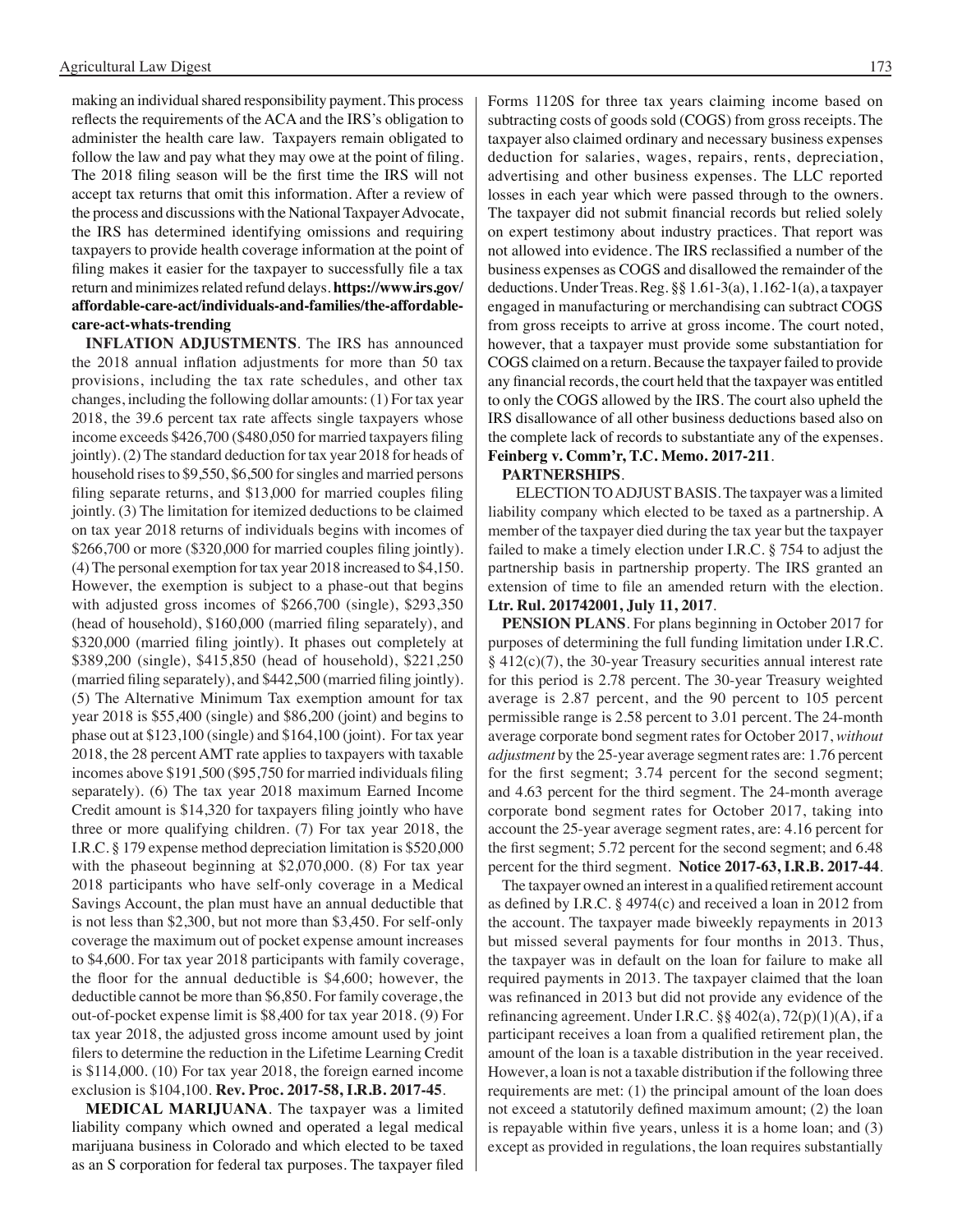making an individual shared responsibility payment. This process reflects the requirements of the ACA and the IRS's obligation to administer the health care law. Taxpayers remain obligated to follow the law and pay what they may owe at the point of filing. The 2018 filing season will be the first time the IRS will not accept tax returns that omit this information. After a review of the process and discussions with the National Taxpayer Advocate, the IRS has determined identifying omissions and requiring taxpayers to provide health coverage information at the point of filing makes it easier for the taxpayer to successfully file a tax return and minimizes related refund delays. **https://www.irs.gov/affordable-care-act/individuals-and-families/the-affordable-care-act-whats-trending**

**INFLATION ADJUSTMENTS**. The IRS has announced the 2018 annual inflation adjustments for more than 50 tax provisions, including the tax rate schedules, and other tax changes, including the following dollar amounts: (1) For tax year 2018, the 39.6 percent tax rate affects single taxpayers whose income exceeds $426,700 ($480,050 for married taxpayers filing jointly). (2) The standard deduction for tax year 2018 for heads of household rises to $9,550, $6,500 for singles and married persons filing separate returns, and $13,000 for married couples filing jointly. (3) The limitation for itemized deductions to be claimed on tax year 2018 returns of individuals begins with incomes of $266,700 or more ($320,000 for married couples filing jointly). (4) The personal exemption for tax year 2018 increased to $4,150. However, the exemption is subject to a phase-out that begins with adjusted gross incomes of $266,700 (single), $293,350 (head of household), $160,000 (married filing separately), and $320,000 (married filing jointly). It phases out completely at $389,200 (single), $415,850 (head of household), $221,250 (married filing separately), and $442,500 (married filing jointly). (5) The Alternative Minimum Tax exemption amount for tax year 2018 is $55,400 (single) and $86,200 (joint) and begins to phase out at $123,100 (single) and $164,100 (joint). For tax year 2018, the 28 percent AMT rate applies to taxpayers with taxable incomes above $191,500 ($95,750 for married individuals filing separately). (6) The tax year 2018 maximum Earned Income Credit amount is $14,320 for taxpayers filing jointly who have three or more qualifying children. (7) For tax year 2018, the I.R.C. § 179 expense method depreciation limitation is $520,000 with the phaseout beginning at $2,070,000. (8) For tax year 2018 participants who have self-only coverage in a Medical Savings Account, the plan must have an annual deductible that is not less than $2,300, but not more than $3,450. For self-only coverage the maximum out of pocket expense amount increases to $4,600. For tax year 2018 participants with family coverage, the floor for the annual deductible is $4,600; however, the deductible cannot be more than $6,850. For family coverage, the out-of-pocket expense limit is $8,400 for tax year 2018. (9) For tax year 2018, the adjusted gross income amount used by joint filers to determine the reduction in the Lifetime Learning Credit is $114,000. (10) For tax year 2018, the foreign earned income exclusion is $104,100. **Rev. Proc. 2017-58, I.R.B. 2017-45**.

**MEDICAL MARIJUANA**. The taxpayer was a limited liability company which owned and operated a legal medical marijuana business in Colorado and which elected to be taxed as an S corporation for federal tax purposes. The taxpayer filed Forms 1120S for three tax years claiming income based on subtracting costs of goods sold (COGS) from gross receipts. The taxpayer also claimed ordinary and necessary business expenses deduction for salaries, wages, repairs, rents, depreciation, advertising and other business expenses. The LLC reported losses in each year which were passed through to the owners. The taxpayer did not submit financial records but relied solely on expert testimony about industry practices. That report was not allowed into evidence. The IRS reclassified a number of the business expenses as COGS and disallowed the remainder of the deductions. Under Treas. Reg. §§ 1.61-3(a), 1.162-1(a), a taxpayer engaged in manufacturing or merchandising can subtract COGS from gross receipts to arrive at gross income. The court noted, however, that a taxpayer must provide some substantiation for COGS claimed on a return. Because the taxpayer failed to provide any financial records, the court held that the taxpayer was entitled to only the COGS allowed by the IRS. The court also upheld the IRS disallowance of all other business deductions based also on the complete lack of records to substantiate any of the expenses. **Feinberg v. Comm'r, T.C. Memo. 2017-211**.

**PARTNERSHIPS**.

ELECTION TO ADJUST BASIS. The taxpayer was a limited liability company which elected to be taxed as a partnership. A member of the taxpayer died during the tax year but the taxpayer failed to make a timely election under I.R.C. § 754 to adjust the partnership basis in partnership property. The IRS granted an extension of time to file an amended return with the election. **Ltr. Rul. 201742001, July 11, 2017**.

**PENSION PLANS**. For plans beginning in October 2017 for purposes of determining the full funding limitation under I.R.C. § 412(c)(7), the 30-year Treasury securities annual interest rate for this period is 2.78 percent. The 30-year Treasury weighted average is 2.87 percent, and the 90 percent to 105 percent permissible range is 2.58 percent to 3.01 percent. The 24-month average corporate bond segment rates for October 2017, *without adjustment* by the 25-year average segment rates are: 1.76 percent for the first segment; 3.74 percent for the second segment; and 4.63 percent for the third segment. The 24-month average corporate bond segment rates for October 2017, taking into account the 25-year average segment rates, are: 4.16 percent for the first segment; 5.72 percent for the second segment; and 6.48 percent for the third segment. **Notice 2017-63, I.R.B. 2017-44**.

The taxpayer owned an interest in a qualified retirement account as defined by I.R.C. § 4974(c) and received a loan in 2012 from the account. The taxpayer made biweekly repayments in 2013 but missed several payments for four months in 2013. Thus, the taxpayer was in default on the loan for failure to make all required payments in 2013. The taxpayer claimed that the loan was refinanced in 2013 but did not provide any evidence of the refinancing agreement. Under I.R.C. §§ 402(a), 72(p)(1)(A), if a participant receives a loan from a qualified retirement plan, the amount of the loan is a taxable distribution in the year received. However, a loan is not a taxable distribution if the following three requirements are met: (1) the principal amount of the loan does not exceed a statutorily defined maximum amount; (2) the loan is repayable within five years, unless it is a home loan; and (3) except as provided in regulations, the loan requires substantially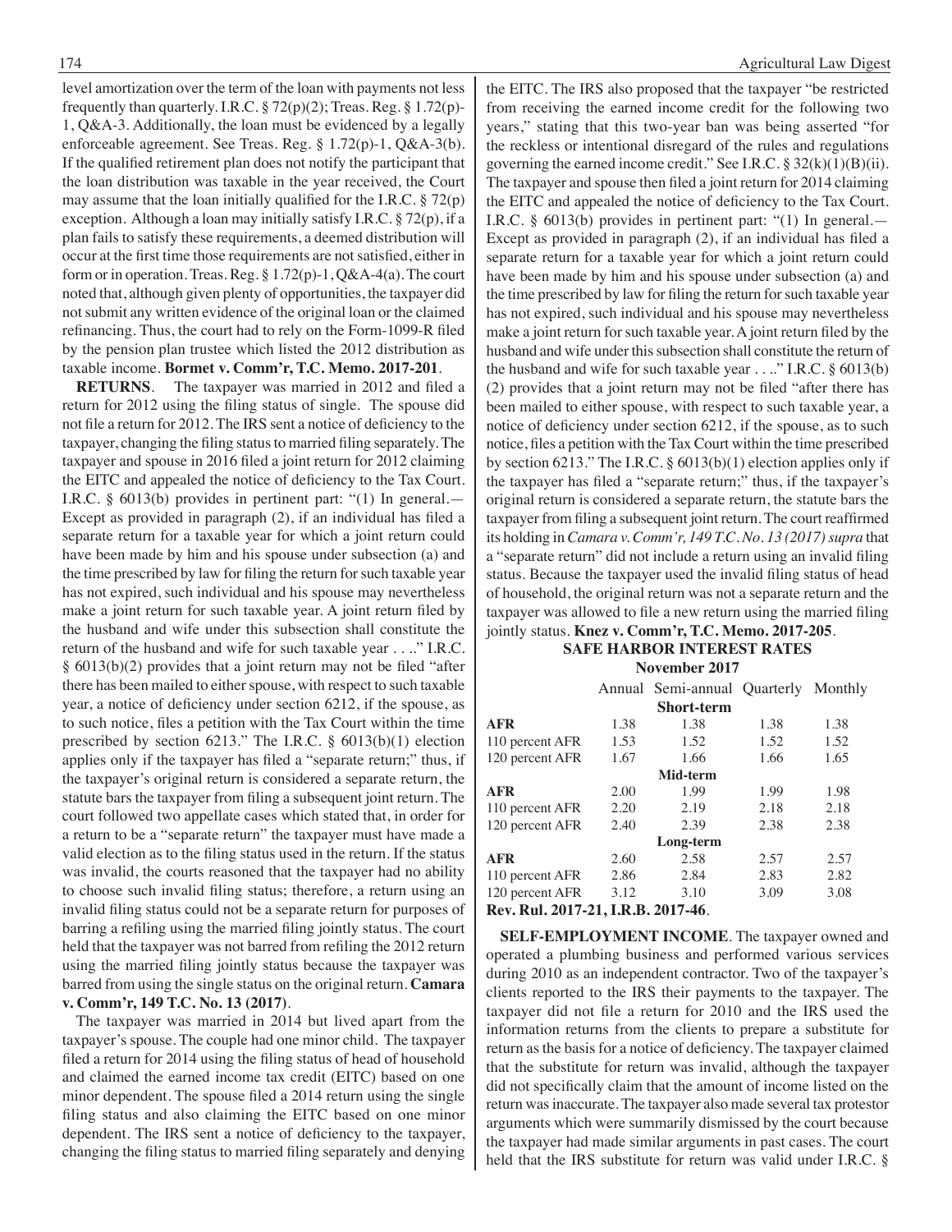level amortization over the term of the loan with payments not less frequently than quarterly. I.R.C. § 72(p)(2); Treas. Reg. § 1.72(p)-1, Q&A-3. Additionally, the loan must be evidenced by a legally enforceable agreement. See Treas. Reg. § 1.72(p)-1, Q&A-3(b). If the qualified retirement plan does not notify the participant that the loan distribution was taxable in the year received, the Court may assume that the loan initially qualified for the I.R.C. § 72(p) exception. Although a loan may initially satisfy I.R.C. § 72(p), if a plan fails to satisfy these requirements, a deemed distribution will occur at the first time those requirements are not satisfied, either in form or in operation. Treas. Reg. § 1.72(p)-1, Q&A-4(a). The court noted that, although given plenty of opportunities, the taxpayer did not submit any written evidence of the original loan or the claimed refinancing. Thus, the court had to rely on the Form-1099-R filed by the pension plan trustee which listed the 2012 distribution as taxable income. **Bormet v. Comm'r, T.C. Memo. 2017-201**.

**RETURNS**. The taxpayer was married in 2012 and filed a return for 2012 using the filing status of single. The spouse did not file a return for 2012. The IRS sent a notice of deficiency to the taxpayer, changing the filing status to married filing separately. The taxpayer and spouse in 2016 filed a joint return for 2012 claiming the EITC and appealed the notice of deficiency to the Tax Court. I.R.C. § 6013(b) provides in pertinent part: "(1) In general.— Except as provided in paragraph (2), if an individual has filed a separate return for a taxable year for which a joint return could have been made by him and his spouse under subsection (a) and the time prescribed by law for filing the return for such taxable year has not expired, such individual and his spouse may nevertheless make a joint return for such taxable year. A joint return filed by the husband and wife under this subsection shall constitute the return of the husband and wife for such taxable year . . .." I.R.C. § 6013(b)(2) provides that a joint return may not be filed "after there has been mailed to either spouse, with respect to such taxable year, a notice of deficiency under section 6212, if the spouse, as to such notice, files a petition with the Tax Court within the time prescribed by section 6213." The I.R.C. § 6013(b)(1) election applies only if the taxpayer has filed a "separate return;" thus, if the taxpayer's original return is considered a separate return, the statute bars the taxpayer from filing a subsequent joint return. The court followed two appellate cases which stated that, in order for a return to be a "separate return" the taxpayer must have made a valid election as to the filing status used in the return. If the status was invalid, the courts reasoned that the taxpayer had no ability to choose such invalid filing status; therefore, a return using an invalid filing status could not be a separate return for purposes of barring a refiling using the married filing jointly status. The court held that the taxpayer was not barred from refiling the 2012 return using the married filing jointly status because the taxpayer was barred from using the single status on the original return. **Camara v. Comm'r, 149 T.C. No. 13 (2017)**.

The taxpayer was married in 2014 but lived apart from the taxpayer's spouse. The couple had one minor child. The taxpayer filed a return for 2014 using the filing status of head of household and claimed the earned income tax credit (EITC) based on one minor dependent. The spouse filed a 2014 return using the single filing status and also claiming the EITC based on one minor dependent. The IRS sent a notice of deficiency to the taxpayer, changing the filing status to married filing separately and denying the EITC. The IRS also proposed that the taxpayer "be restricted from receiving the earned income credit for the following two years," stating that this two-year ban was being asserted "for the reckless or intentional disregard of the rules and regulations governing the earned income credit." See I.R.C. § 32(k)(1)(B)(ii). The taxpayer and spouse then filed a joint return for 2014 claiming the EITC and appealed the notice of deficiency to the Tax Court. I.R.C. § 6013(b) provides in pertinent part: "(1) In general.— Except as provided in paragraph (2), if an individual has filed a separate return for a taxable year for which a joint return could have been made by him and his spouse under subsection (a) and the time prescribed by law for filing the return for such taxable year has not expired, such individual and his spouse may nevertheless make a joint return for such taxable year. A joint return filed by the husband and wife under this subsection shall constitute the return of the husband and wife for such taxable year . . .." I.R.C. § 6013(b)(2) provides that a joint return may not be filed "after there has been mailed to either spouse, with respect to such taxable year, a notice of deficiency under section 6212, if the spouse, as to such notice, files a petition with the Tax Court within the time prescribed by section 6213." The I.R.C. § 6013(b)(1) election applies only if the taxpayer has filed a "separate return;" thus, if the taxpayer's original return is considered a separate return, the statute bars the taxpayer from filing a subsequent joint return. The court reaffirmed its holding in *Camara v. Comm'r, 149 T.C. No. 13 (2017) supra* that a "separate return" did not include a return using an invalid filing status. Because the taxpayer used the invalid filing status of head of household, the original return was not a separate return and the taxpayer was allowed to file a new return using the married filing jointly status. **Knez v. Comm'r, T.C. Memo. 2017-205**.

**SAFE HARBOR INTEREST RATES**
**November 2017**

| | Annual | Semi-annual | Quarterly | Monthly |
|---|---|---|---|---|
| | | **Short-term** | | |
| **AFR** | 1.38 | 1.38 | 1.38 | 1.38 |
| 110 percent AFR | 1.53 | 1.52 | 1.52 | 1.52 |
| 120 percent AFR | 1.67 | 1.66 | 1.66 | 1.65 |
| | | **Mid-term** | | |
| **AFR** | 2.00 | 1.99 | 1.99 | 1.98 |
| 110 percent AFR | 2.20 | 2.19 | 2.18 | 2.18 |
| 120 percent AFR | 2.40 | 2.39 | 2.38 | 2.38 |
| | | **Long-term** | | |
| **AFR** | 2.60 | 2.58 | 2.57 | 2.57 |
| 110 percent AFR | 2.86 | 2.84 | 2.83 | 2.82 |
| 120 percent AFR | 3.12 | 3.10 | 3.09 | 3.08 |

**Rev. Rul. 2017-21, I.R.B. 2017-46**.

**SELF-EMPLOYMENT INCOME**. The taxpayer owned and operated a plumbing business and performed various services during 2010 as an independent contractor. Two of the taxpayer's clients reported to the IRS their payments to the taxpayer. The taxpayer did not file a return for 2010 and the IRS used the information returns from the clients to prepare a substitute for return as the basis for a notice of deficiency. The taxpayer claimed that the substitute for return was invalid, although the taxpayer did not specifically claim that the amount of income listed on the return was inaccurate. The taxpayer also made several tax protestor arguments which were summarily dismissed by the court because the taxpayer had made similar arguments in past cases. The court held that the IRS substitute for return was valid under I.R.C. §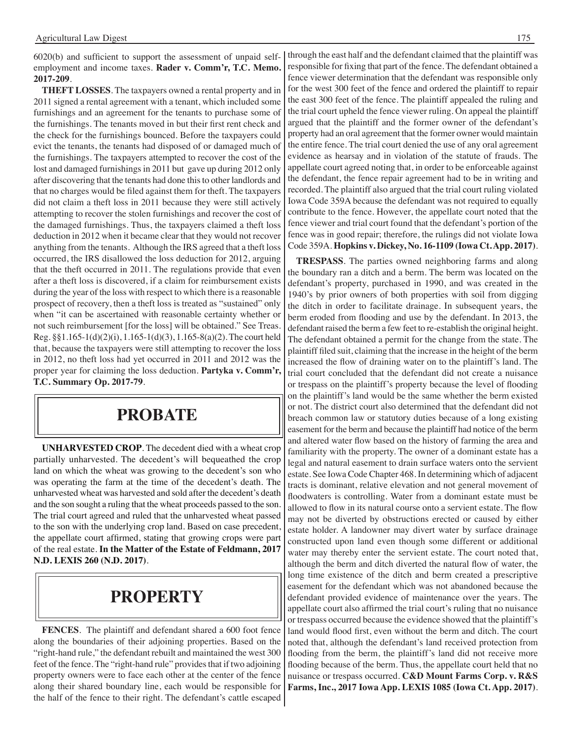6020(b) and sufficient to support the assessment of unpaid self-employment and income taxes. **Rader v. Comm'r, T.C. Memo. 2017-209**.

**THEFT LOSSES**. The taxpayers owned a rental property and in 2011 signed a rental agreement with a tenant, which included some furnishings and an agreement for the tenants to purchase some of the furnishings. The tenants moved in but their first rent check and the check for the furnishings bounced. Before the taxpayers could evict the tenants, the tenants had disposed of or damaged much of the furnishings. The taxpayers attempted to recover the cost of the lost and damaged furnishings in 2011 but gave up during 2012 only after discovering that the tenants had done this to other landlords and that no charges would be filed against them for theft. The taxpayers did not claim a theft loss in 2011 because they were still actively attempting to recover the stolen furnishings and recover the cost of the damaged furnishings. Thus, the taxpayers claimed a theft loss deduction in 2012 when it became clear that they would not recover anything from the tenants. Although the IRS agreed that a theft loss occurred, the IRS disallowed the loss deduction for 2012, arguing that the theft occurred in 2011. The regulations provide that even after a theft loss is discovered, if a claim for reimbursement exists during the year of the loss with respect to which there is a reasonable prospect of recovery, then a theft loss is treated as "sustained" only when "it can be ascertained with reasonable certainty whether or not such reimbursement [for the loss] will be obtained." See Treas. Reg. §§1.165-1(d)(2)(i), 1.165-1(d)(3), 1.165-8(a)(2). The court held that, because the taxpayers were still attempting to recover the loss in 2012, no theft loss had yet occurred in 2011 and 2012 was the proper year for claiming the loss deduction. **Partyka v. Comm'r, T.C. Summary Op. 2017-79**.

# PROBATE

**UNHARVESTED CROP**. The decedent died with a wheat crop partially unharvested. The decedent's will bequeathed the crop land on which the wheat was growing to the decedent's son who was operating the farm at the time of the decedent's death. The unharvested wheat was harvested and sold after the decedent's death and the son sought a ruling that the wheat proceeds passed to the son. The trial court agreed and ruled that the unharvested wheat passed to the son with the underlying crop land. Based on case precedent, the appellate court affirmed, stating that growing crops were part of the real estate. **In the Matter of the Estate of Feldmann, 2017 N.D. LEXIS 260 (N.D. 2017)**.

# PROPERTY

**FENCES**. The plaintiff and defendant shared a 600 foot fence along the boundaries of their adjoining properties. Based on the "right-hand rule," the defendant rebuilt and maintained the west 300 feet of the fence. The "right-hand rule" provides that if two adjoining property owners were to face each other at the center of the fence along their shared boundary line, each would be responsible for the half of the fence to their right. The defendant's cattle escaped through the east half and the defendant claimed that the plaintiff was responsible for fixing that part of the fence. The defendant obtained a fence viewer determination that the defendant was responsible only for the west 300 feet of the fence and ordered the plaintiff to repair the east 300 feet of the fence. The plaintiff appealed the ruling and the trial court upheld the fence viewer ruling. On appeal the plaintiff argued that the plaintiff and the former owner of the defendant's property had an oral agreement that the former owner would maintain the entire fence. The trial court denied the use of any oral agreement evidence as hearsay and in violation of the statute of frauds. The appellate court agreed noting that, in order to be enforceable against the defendant, the fence repair agreement had to be in writing and recorded. The plaintiff also argued that the trial court ruling violated Iowa Code 359A because the defendant was not required to equally contribute to the fence. However, the appellate court noted that the fence viewer and trial court found that the defendant's portion of the fence was in good repair; therefore, the rulings did not violate Iowa Code 359A. **Hopkins v. Dickey, No. 16-1109 (Iowa Ct. App. 2017)**.

**TRESPASS**. The parties owned neighboring farms and along the boundary ran a ditch and a berm. The berm was located on the defendant's property, purchased in 1990, and was created in the 1940's by prior owners of both properties with soil from digging the ditch in order to facilitate drainage. In subsequent years, the berm eroded from flooding and use by the defendant. In 2013, the defendant raised the berm a few feet to re-establish the original height. The defendant obtained a permit for the change from the state. The plaintiff filed suit, claiming that the increase in the height of the berm increased the flow of draining water on to the plaintiff's land. The trial court concluded that the defendant did not create a nuisance or trespass on the plaintiff's property because the level of flooding on the plaintiff's land would be the same whether the berm existed or not. The district court also determined that the defendant did not breach common law or statutory duties because of a long existing easement for the berm and because the plaintiff had notice of the berm and altered water flow based on the history of farming the area and familiarity with the property. The owner of a dominant estate has a legal and natural easement to drain surface waters onto the servient estate. See Iowa Code Chapter 468. In determining which of adjacent tracts is dominant, relative elevation and not general movement of floodwaters is controlling. Water from a dominant estate must be allowed to flow in its natural course onto a servient estate. The flow may not be diverted by obstructions erected or caused by either estate holder. A landowner may divert water by surface drainage constructed upon land even though some different or additional water may thereby enter the servient estate. The court noted that, although the berm and ditch diverted the natural flow of water, the long time existence of the ditch and berm created a prescriptive easement for the defendant which was not abandoned because the defendant provided evidence of maintenance over the years. The appellate court also affirmed the trial court's ruling that no nuisance or trespass occurred because the evidence showed that the plaintiff's land would flood first, even without the berm and ditch. The court noted that, although the defendant's land received protection from flooding from the berm, the plaintiff's land did not receive more flooding because of the berm. Thus, the appellate court held that no nuisance or trespass occurred. **C&D Mount Farms Corp. v. R&S Farms, Inc., 2017 Iowa App. LEXIS 1085 (Iowa Ct. App. 2017)**.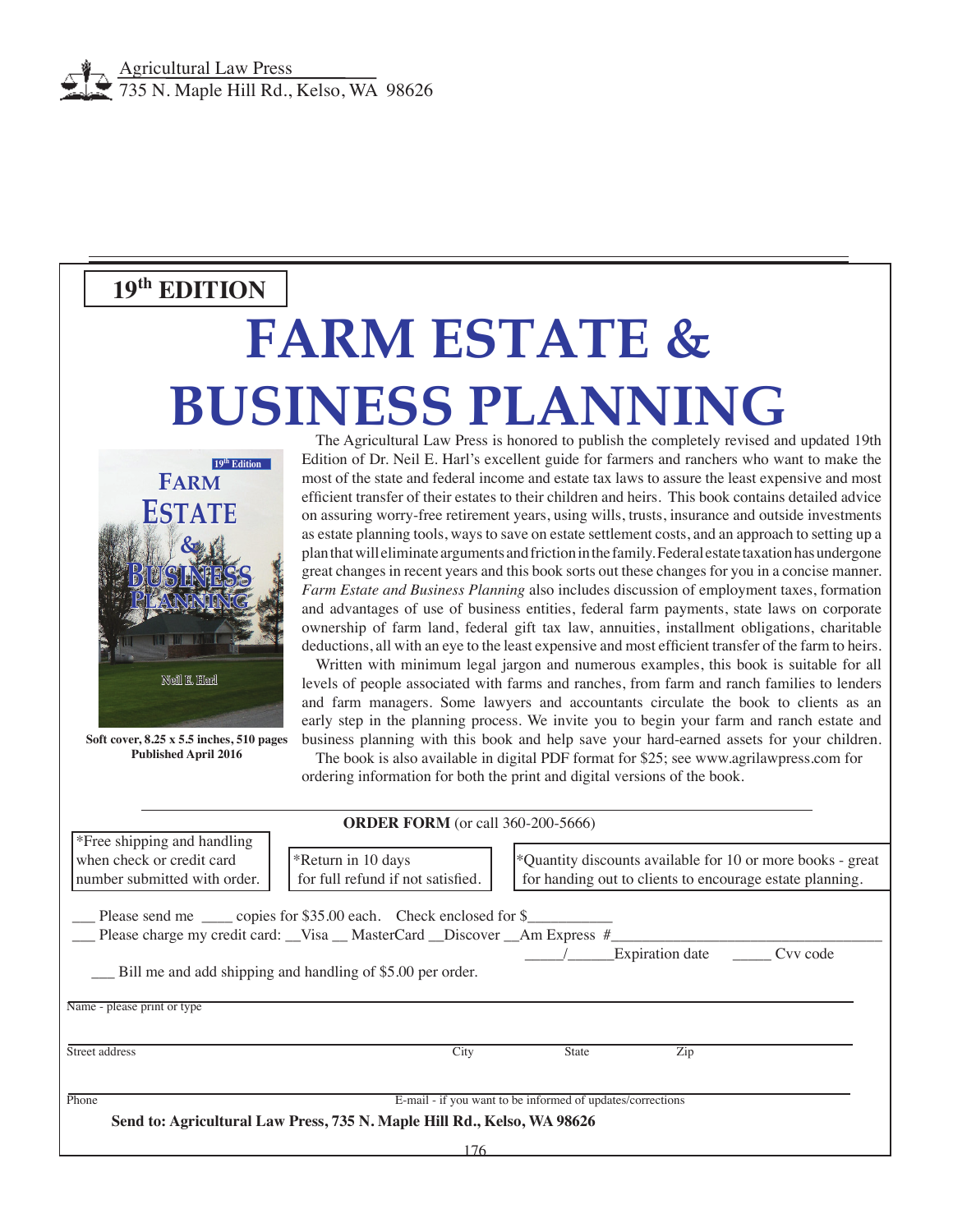Agricultural Law Press
735 N. Maple Hill Rd., Kelso, WA 98626

**19th EDITION**

# FARM ESTATE & BUSINESS PLANNING

**Soft cover, 8.25 x 5.5 inches, 510 pages**
**Published April 2016**

The Agricultural Law Press is honored to publish the completely revised and updated 19th Edition of Dr. Neil E. Harl's excellent guide for farmers and ranchers who want to make the most of the state and federal income and estate tax laws to assure the least expensive and most efficient transfer of their estates to their children and heirs. This book contains detailed advice on assuring worry-free retirement years, using wills, trusts, insurance and outside investments as estate planning tools, ways to save on estate settlement costs, and an approach to setting up a plan that will eliminate arguments and friction in the family. Federal estate taxation has undergone great changes in recent years and this book sorts out these changes for you in a concise manner. *Farm Estate and Business Planning* also includes discussion of employment taxes, formation and advantages of use of business entities, federal farm payments, state laws on corporate ownership of farm land, federal gift tax law, annuities, installment obligations, charitable deductions, all with an eye to the least expensive and most efficient transfer of the farm to heirs.

Written with minimum legal jargon and numerous examples, this book is suitable for all levels of people associated with farms and ranches, from farm and ranch families to lenders and farm managers. Some lawyers and accountants circulate the book to clients as an early step in the planning process. We invite you to begin your farm and ranch estate and business planning with this book and help save your hard-earned assets for your children.

The book is also available in digital PDF format for $25; see www.agrilawpress.com for ordering information for both the print and digital versions of the book.

**ORDER FORM** (or call 360-200-5666)

*Free shipping and handling when check or credit card number submitted with order.

*Return in 10 days for full refund if not satisfied.

*Quantity discounts available for 10 or more books - great for handing out to clients to encourage estate planning.

___ Please send me ____ copies for $35.00 each. Check enclosed for $__________

___ Please charge my credit card: __Visa __ MasterCard __Discover __Am Express #__________________________________

_____/______Expiration date _____ Cvv code

___ Bill me and add shipping and handling of $5.00 per order.

Name - please print or type

Street address City State Zip

Phone E-mail - if you want to be informed of updates/corrections

**Send to: Agricultural Law Press, 735 N. Maple Hill Rd., Kelso, WA 98626**